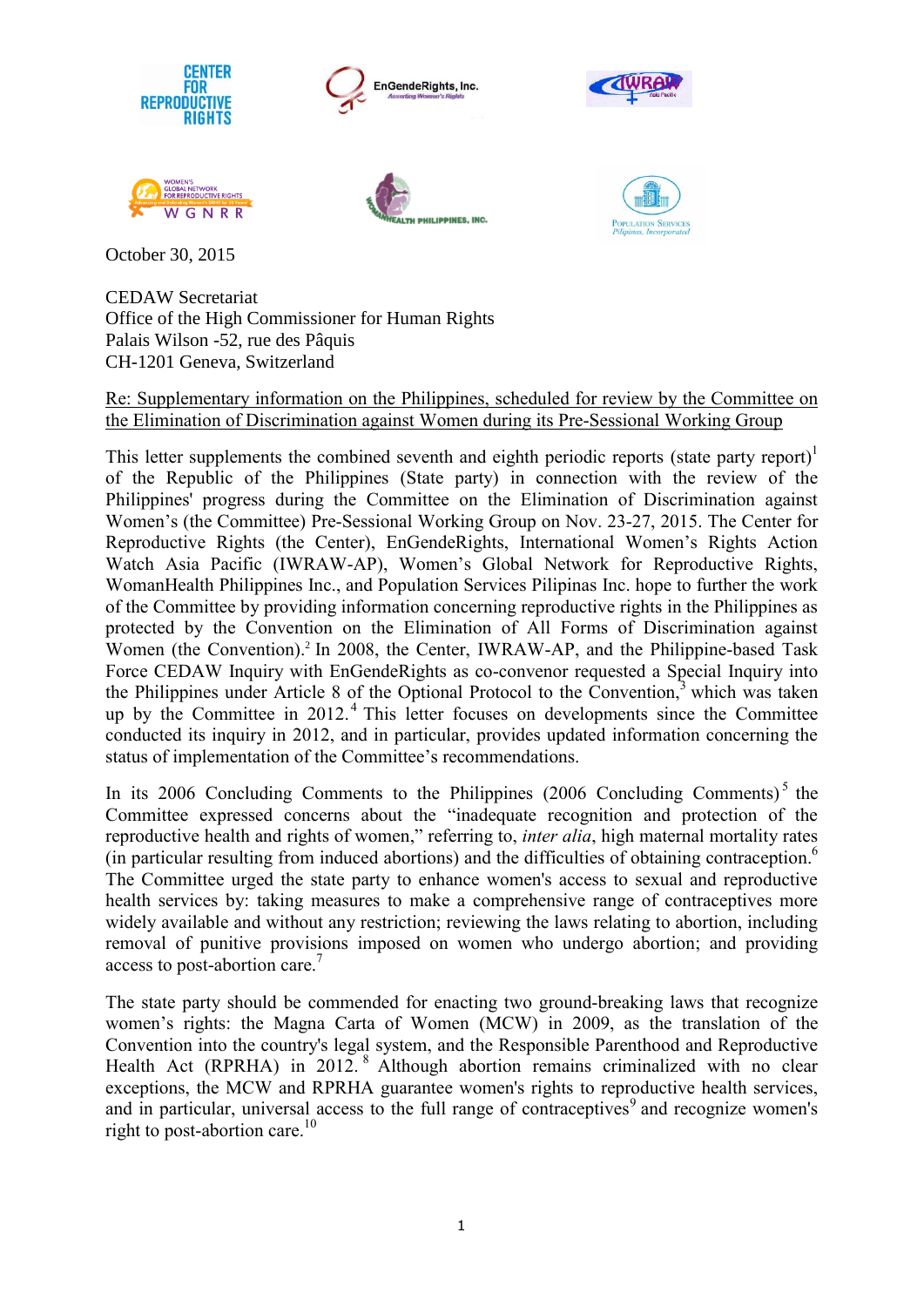October 30, 2015

CEDAW Secretariat
Office of the High Commissioner for Human Rights
Palais Wilson -52, rue des Pâquis
CH-1201 Geneva, Switzerland

Re: Supplementary information on the Philippines, scheduled for review by the Committee on the Elimination of Discrimination against Women during its Pre-Sessional Working Group

This letter supplements the combined seventh and eighth periodic reports (state party report)[1] of the Republic of the Philippines (State party) in connection with the review of the Philippines' progress during the Committee on the Elimination of Discrimination against Women's (the Committee) Pre-Sessional Working Group on Nov. 23-27, 2015. The Center for Reproductive Rights (the Center), EnGendeRights, International Women's Rights Action Watch Asia Pacific (IWRAW-AP), Women's Global Network for Reproductive Rights, WomanHealth Philippines Inc., and Population Services Pilipinas Inc. hope to further the work of the Committee by providing information concerning reproductive rights in the Philippines as protected by the Convention on the Elimination of All Forms of Discrimination against Women (the Convention).[2] In 2008, the Center, IWRAW-AP, and the Philippine-based Task Force CEDAW Inquiry with EnGendeRights as co-convenor requested a Special Inquiry into the Philippines under Article 8 of the Optional Protocol to the Convention,[3] which was taken up by the Committee in 2012.[4] This letter focuses on developments since the Committee conducted its inquiry in 2012, and in particular, provides updated information concerning the status of implementation of the Committee's recommendations.

In its 2006 Concluding Comments to the Philippines (2006 Concluding Comments)[5] the Committee expressed concerns about the "inadequate recognition and protection of the reproductive health and rights of women," referring to, *inter alia*, high maternal mortality rates (in particular resulting from induced abortions) and the difficulties of obtaining contraception.[6] The Committee urged the state party to enhance women's access to sexual and reproductive health services by: taking measures to make a comprehensive range of contraceptives more widely available and without any restriction; reviewing the laws relating to abortion, including removal of punitive provisions imposed on women who undergo abortion; and providing access to post-abortion care.[7]

The state party should be commended for enacting two ground-breaking laws that recognize women's rights: the Magna Carta of Women (MCW) in 2009, as the translation of the Convention into the country's legal system, and the Responsible Parenthood and Reproductive Health Act (RPRHA) in 2012.[8] Although abortion remains criminalized with no clear exceptions, the MCW and RPRHA guarantee women's rights to reproductive health services, and in particular, universal access to the full range of contraceptives[9] and recognize women's right to post-abortion care.[10]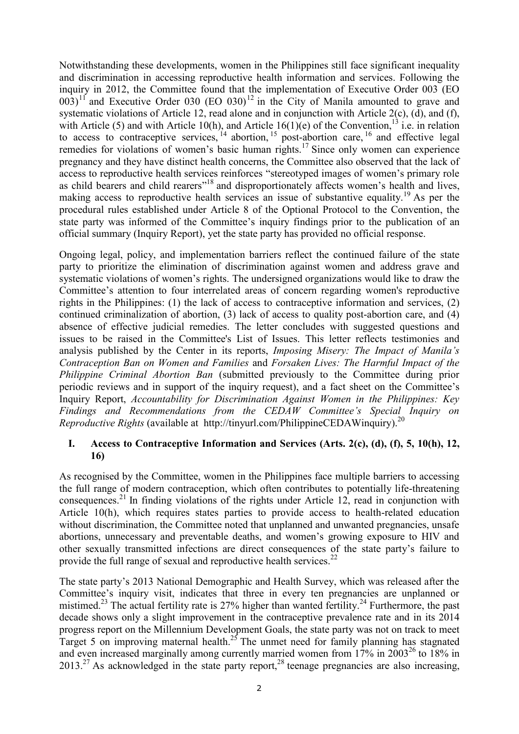Notwithstanding these developments, women in the Philippines still face significant inequality and discrimination in accessing reproductive health information and services. Following the inquiry in 2012, the Committee found that the implementation of Executive Order 003 (EO 003)[11] and Executive Order 030 (EO 030)[12] in the City of Manila amounted to grave and systematic violations of Article 12, read alone and in conjunction with Article 2(c), (d), and (f), with Article (5) and with Article 10(h), and Article 16(1)(e) of the Convention,[13] i.e. in relation to access to contraceptive services,[14] abortion,[15] post-abortion care,[16] and effective legal remedies for violations of women's basic human rights.[17] Since only women can experience pregnancy and they have distinct health concerns, the Committee also observed that the lack of access to reproductive health services reinforces "stereotyped images of women's primary role as child bearers and child rearers"[18] and disproportionately affects women's health and lives, making access to reproductive health services an issue of substantive equality.[19] As per the procedural rules established under Article 8 of the Optional Protocol to the Convention, the state party was informed of the Committee's inquiry findings prior to the publication of an official summary (Inquiry Report), yet the state party has provided no official response.

Ongoing legal, policy, and implementation barriers reflect the continued failure of the state party to prioritize the elimination of discrimination against women and address grave and systematic violations of women's rights. The undersigned organizations would like to draw the Committee's attention to four interrelated areas of concern regarding women's reproductive rights in the Philippines: (1) the lack of access to contraceptive information and services, (2) continued criminalization of abortion, (3) lack of access to quality post-abortion care, and (4) absence of effective judicial remedies. The letter concludes with suggested questions and issues to be raised in the Committee's List of Issues. This letter reflects testimonies and analysis published by the Center in its reports, *Imposing Misery: The Impact of Manila's Contraception Ban on Women and Families* and *Forsaken Lives: The Harmful Impact of the Philippine Criminal Abortion Ban* (submitted previously to the Committee during prior periodic reviews and in support of the inquiry request), and a fact sheet on the Committee's Inquiry Report, *Accountability for Discrimination Against Women in the Philippines: Key Findings and Recommendations from the CEDAW Committee's Special Inquiry on Reproductive Rights* (available at http://tinyurl.com/PhilippineCEDAWinquiry).[20]

## I. Access to Contraceptive Information and Services (Arts. 2(c), (d), (f), 5, 10(h), 12, 16)

As recognised by the Committee, women in the Philippines face multiple barriers to accessing the full range of modern contraception, which often contributes to potentially life-threatening consequences.[21] In finding violations of the rights under Article 12, read in conjunction with Article 10(h), which requires states parties to provide access to health-related education without discrimination, the Committee noted that unplanned and unwanted pregnancies, unsafe abortions, unnecessary and preventable deaths, and women's growing exposure to HIV and other sexually transmitted infections are direct consequences of the state party's failure to provide the full range of sexual and reproductive health services.[22]

The state party's 2013 National Demographic and Health Survey, which was released after the Committee's inquiry visit, indicates that three in every ten pregnancies are unplanned or mistimed.[23] The actual fertility rate is 27% higher than wanted fertility.[24] Furthermore, the past decade shows only a slight improvement in the contraceptive prevalence rate and in its 2014 progress report on the Millennium Development Goals, the state party was not on track to meet Target 5 on improving maternal health.[25] The unmet need for family planning has stagnated and even increased marginally among currently married women from 17% in 2003[26] to 18% in 2013.[27] As acknowledged in the state party report,[28] teenage pregnancies are also increasing,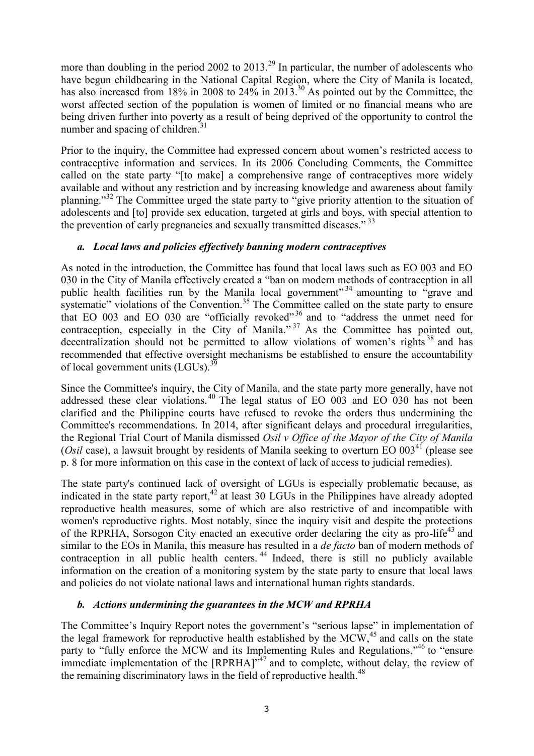more than doubling in the period 2002 to 2013.[29] In particular, the number of adolescents who have begun childbearing in the National Capital Region, where the City of Manila is located, has also increased from 18% in 2008 to 24% in 2013.[30] As pointed out by the Committee, the worst affected section of the population is women of limited or no financial means who are being driven further into poverty as a result of being deprived of the opportunity to control the number and spacing of children.[31]

Prior to the inquiry, the Committee had expressed concern about women's restricted access to contraceptive information and services. In its 2006 Concluding Comments, the Committee called on the state party "[to make] a comprehensive range of contraceptives more widely available and without any restriction and by increasing knowledge and awareness about family planning."[32] The Committee urged the state party to "give priority attention to the situation of adolescents and [to] provide sex education, targeted at girls and boys, with special attention to the prevention of early pregnancies and sexually transmitted diseases."[33]

### *a. Local laws and policies effectively banning modern contraceptives*

As noted in the introduction, the Committee has found that local laws such as EO 003 and EO 030 in the City of Manila effectively created a "ban on modern methods of contraception in all public health facilities run by the Manila local government"[34] amounting to "grave and systematic" violations of the Convention.[35] The Committee called on the state party to ensure that EO 003 and EO 030 are "officially revoked"[36] and to "address the unmet need for contraception, especially in the City of Manila."[37] As the Committee has pointed out, decentralization should not be permitted to allow violations of women's rights[38] and has recommended that effective oversight mechanisms be established to ensure the accountability of local government units (LGUs).[39]

Since the Committee's inquiry, the City of Manila, and the state party more generally, have not addressed these clear violations.[40] The legal status of EO 003 and EO 030 has not been clarified and the Philippine courts have refused to revoke the orders thus undermining the Committee's recommendations. In 2014, after significant delays and procedural irregularities, the Regional Trial Court of Manila dismissed *Osil v Office of the Mayor of the City of Manila* (*Osil* case), a lawsuit brought by residents of Manila seeking to overturn EO 003[41] (please see p. 8 for more information on this case in the context of lack of access to judicial remedies).

The state party's continued lack of oversight of LGUs is especially problematic because, as indicated in the state party report,[42] at least 30 LGUs in the Philippines have already adopted reproductive health measures, some of which are also restrictive of and incompatible with women's reproductive rights. Most notably, since the inquiry visit and despite the protections of the RPRHA, Sorsogon City enacted an executive order declaring the city as pro-life[43] and similar to the EOs in Manila, this measure has resulted in a *de facto* ban of modern methods of contraception in all public health centers.[44] Indeed, there is still no publicly available information on the creation of a monitoring system by the state party to ensure that local laws and policies do not violate national laws and international human rights standards.

### *b. Actions undermining the guarantees in the MCW and RPRHA*

The Committee's Inquiry Report notes the government's "serious lapse" in implementation of the legal framework for reproductive health established by the MCW,[45] and calls on the state party to "fully enforce the MCW and its Implementing Rules and Regulations,"[46] to "ensure immediate implementation of the [RPRHA]"[47] and to complete, without delay, the review of the remaining discriminatory laws in the field of reproductive health.[48]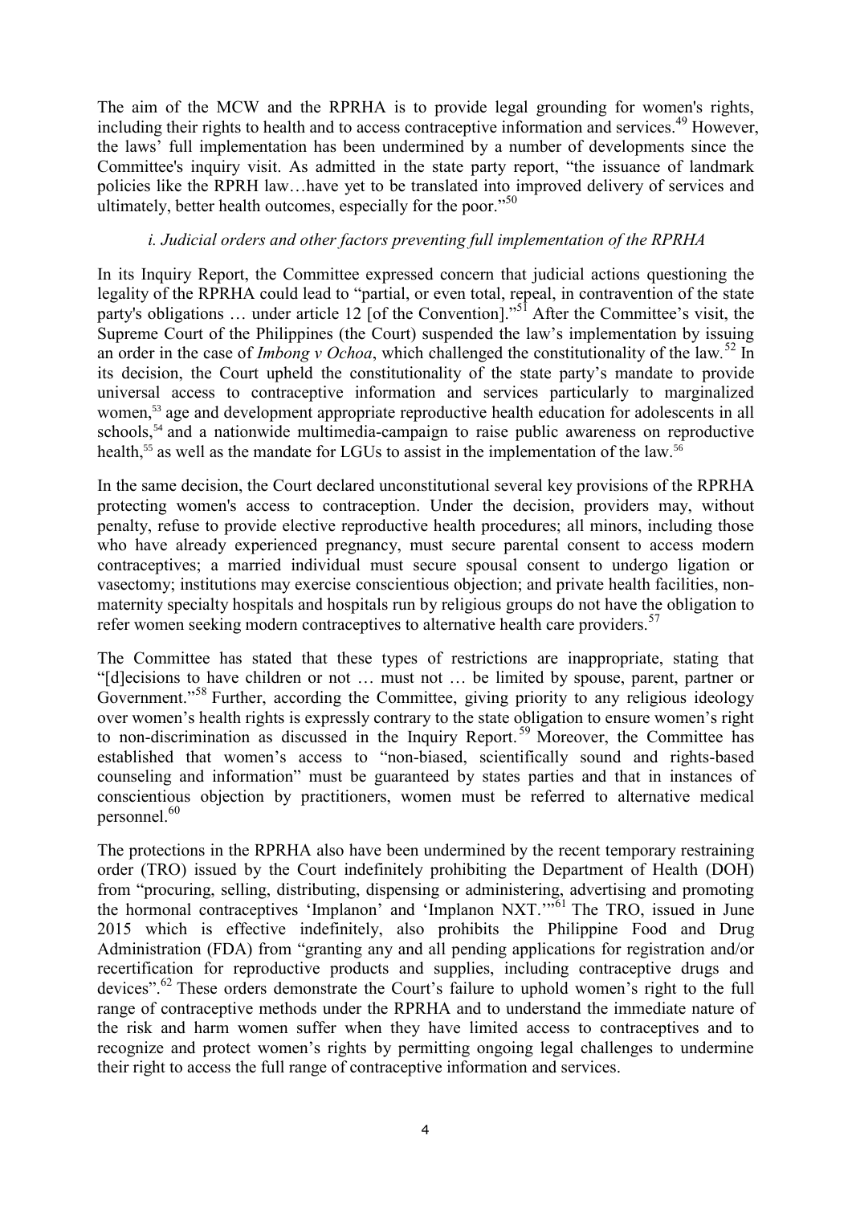The aim of the MCW and the RPRHA is to provide legal grounding for women's rights, including their rights to health and to access contraceptive information and services.[49] However, the laws' full implementation has been undermined by a number of developments since the Committee's inquiry visit. As admitted in the state party report, "the issuance of landmark policies like the RPRH law…have yet to be translated into improved delivery of services and ultimately, better health outcomes, especially for the poor."[50]

*i. Judicial orders and other factors preventing full implementation of the RPRHA*

In its Inquiry Report, the Committee expressed concern that judicial actions questioning the legality of the RPRHA could lead to "partial, or even total, repeal, in contravention of the state party's obligations … under article 12 [of the Convention]."[51] After the Committee's visit, the Supreme Court of the Philippines (the Court) suspended the law's implementation by issuing an order in the case of *Imbong v Ochoa*, which challenged the constitutionality of the law.[52] In its decision, the Court upheld the constitutionality of the state party's mandate to provide universal access to contraceptive information and services particularly to marginalized women,[53] age and development appropriate reproductive health education for adolescents in all schools,[54] and a nationwide multimedia-campaign to raise public awareness on reproductive health,[55] as well as the mandate for LGUs to assist in the implementation of the law.[56]

In the same decision, the Court declared unconstitutional several key provisions of the RPRHA protecting women's access to contraception. Under the decision, providers may, without penalty, refuse to provide elective reproductive health procedures; all minors, including those who have already experienced pregnancy, must secure parental consent to access modern contraceptives; a married individual must secure spousal consent to undergo ligation or vasectomy; institutions may exercise conscientious objection; and private health facilities, non-maternity specialty hospitals and hospitals run by religious groups do not have the obligation to refer women seeking modern contraceptives to alternative health care providers.[57]

The Committee has stated that these types of restrictions are inappropriate, stating that "[d]ecisions to have children or not … must not … be limited by spouse, parent, partner or Government."[58] Further, according the Committee, giving priority to any religious ideology over women's health rights is expressly contrary to the state obligation to ensure women's right to non-discrimination as discussed in the Inquiry Report.[59] Moreover, the Committee has established that women's access to "non-biased, scientifically sound and rights-based counseling and information" must be guaranteed by states parties and that in instances of conscientious objection by practitioners, women must be referred to alternative medical personnel.[60]

The protections in the RPRHA also have been undermined by the recent temporary restraining order (TRO) issued by the Court indefinitely prohibiting the Department of Health (DOH) from "procuring, selling, distributing, dispensing or administering, advertising and promoting the hormonal contraceptives 'Implanon' and 'Implanon NXT.'"[61] The TRO, issued in June 2015 which is effective indefinitely, also prohibits the Philippine Food and Drug Administration (FDA) from "granting any and all pending applications for registration and/or recertification for reproductive products and supplies, including contraceptive drugs and devices".[62] These orders demonstrate the Court's failure to uphold women's right to the full range of contraceptive methods under the RPRHA and to understand the immediate nature of the risk and harm women suffer when they have limited access to contraceptives and to recognize and protect women's rights by permitting ongoing legal challenges to undermine their right to access the full range of contraceptive information and services.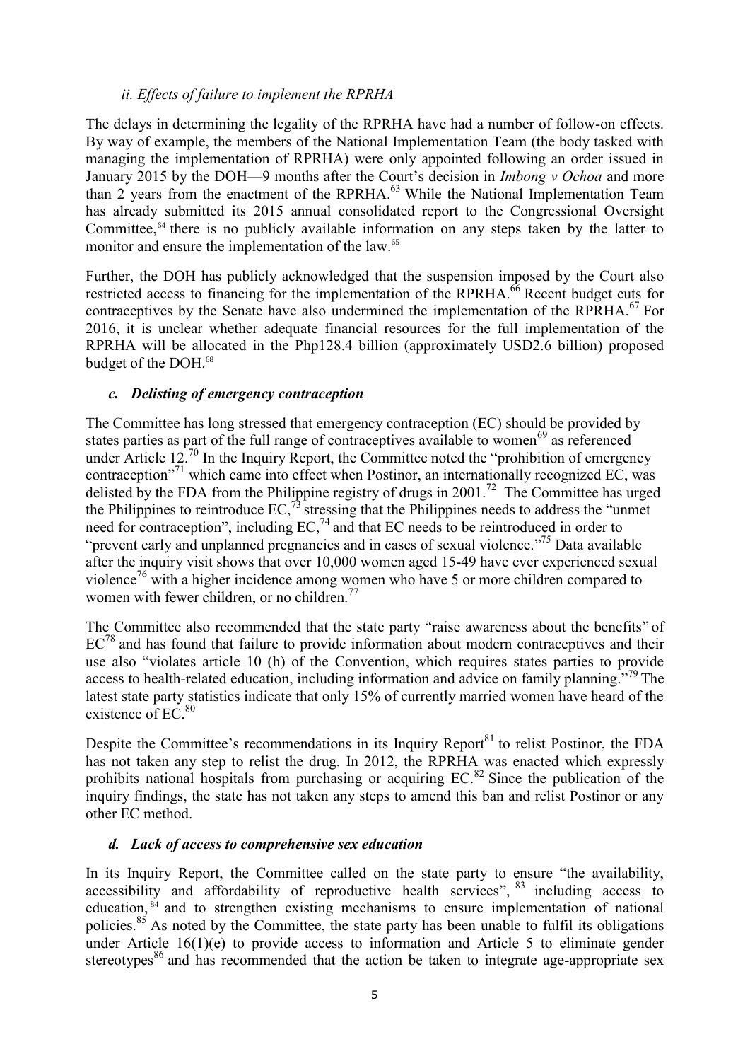### *ii. Effects of failure to implement the RPRHA*

The delays in determining the legality of the RPRHA have had a number of follow-on effects. By way of example, the members of the National Implementation Team (the body tasked with managing the implementation of RPRHA) were only appointed following an order issued in January 2015 by the DOH—9 months after the Court's decision in *Imbong v Ochoa* and more than 2 years from the enactment of the RPRHA.[63] While the National Implementation Team has already submitted its 2015 annual consolidated report to the Congressional Oversight Committee,[64] there is no publicly available information on any steps taken by the latter to monitor and ensure the implementation of the law.[65]

Further, the DOH has publicly acknowledged that the suspension imposed by the Court also restricted access to financing for the implementation of the RPRHA.[66] Recent budget cuts for contraceptives by the Senate have also undermined the implementation of the RPRHA.[67] For 2016, it is unclear whether adequate financial resources for the full implementation of the RPRHA will be allocated in the Php128.4 billion (approximately USD2.6 billion) proposed budget of the DOH.[68]

### ***c. Delisting of emergency contraception***

The Committee has long stressed that emergency contraception (EC) should be provided by states parties as part of the full range of contraceptives available to women[69] as referenced under Article 12.[70] In the Inquiry Report, the Committee noted the "prohibition of emergency contraception"[71] which came into effect when Postinor, an internationally recognized EC, was delisted by the FDA from the Philippine registry of drugs in 2001.[72] The Committee has urged the Philippines to reintroduce EC,[73] stressing that the Philippines needs to address the "unmet need for contraception", including EC,[74] and that EC needs to be reintroduced in order to "prevent early and unplanned pregnancies and in cases of sexual violence."[75] Data available after the inquiry visit shows that over 10,000 women aged 15-49 have ever experienced sexual violence[76] with a higher incidence among women who have 5 or more children compared to women with fewer children, or no children.[77]

The Committee also recommended that the state party "raise awareness about the benefits" of EC[78] and has found that failure to provide information about modern contraceptives and their use also "violates article 10 (h) of the Convention, which requires states parties to provide access to health-related education, including information and advice on family planning."[79] The latest state party statistics indicate that only 15% of currently married women have heard of the existence of EC.[80]

Despite the Committee's recommendations in its Inquiry Report[81] to relist Postinor, the FDA has not taken any step to relist the drug. In 2012, the RPRHA was enacted which expressly prohibits national hospitals from purchasing or acquiring EC.[82] Since the publication of the inquiry findings, the state has not taken any steps to amend this ban and relist Postinor or any other EC method.

### ***d. Lack of access to comprehensive sex education***

In its Inquiry Report, the Committee called on the state party to ensure "the availability, accessibility and affordability of reproductive health services",[83] including access to education,[84] and to strengthen existing mechanisms to ensure implementation of national policies.[85] As noted by the Committee, the state party has been unable to fulfil its obligations under Article 16(1)(e) to provide access to information and Article 5 to eliminate gender stereotypes[86] and has recommended that the action be taken to integrate age-appropriate sex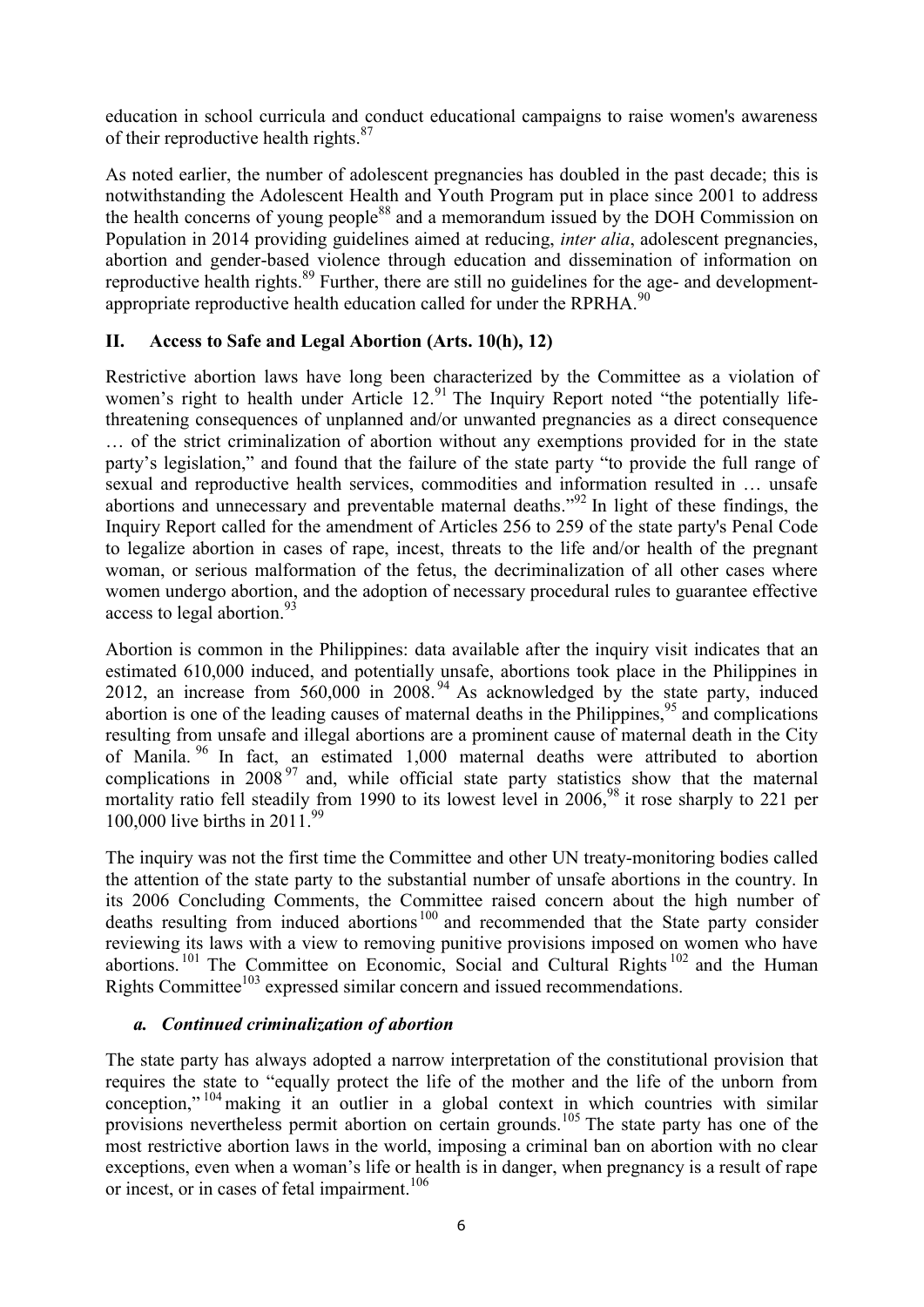education in school curricula and conduct educational campaigns to raise women's awareness of their reproductive health rights.[87]

As noted earlier, the number of adolescent pregnancies has doubled in the past decade; this is notwithstanding the Adolescent Health and Youth Program put in place since 2001 to address the health concerns of young people[88] and a memorandum issued by the DOH Commission on Population in 2014 providing guidelines aimed at reducing, *inter alia*, adolescent pregnancies, abortion and gender-based violence through education and dissemination of information on reproductive health rights.[89] Further, there are still no guidelines for the age- and development-appropriate reproductive health education called for under the RPRHA.[90]

## II. Access to Safe and Legal Abortion (Arts. 10(h), 12)

Restrictive abortion laws have long been characterized by the Committee as a violation of women's right to health under Article 12.[91] The Inquiry Report noted "the potentially life-threatening consequences of unplanned and/or unwanted pregnancies as a direct consequence … of the strict criminalization of abortion without any exemptions provided for in the state party's legislation," and found that the failure of the state party "to provide the full range of sexual and reproductive health services, commodities and information resulted in … unsafe abortions and unnecessary and preventable maternal deaths."[92] In light of these findings, the Inquiry Report called for the amendment of Articles 256 to 259 of the state party's Penal Code to legalize abortion in cases of rape, incest, threats to the life and/or health of the pregnant woman, or serious malformation of the fetus, the decriminalization of all other cases where women undergo abortion, and the adoption of necessary procedural rules to guarantee effective access to legal abortion.[93]

Abortion is common in the Philippines: data available after the inquiry visit indicates that an estimated 610,000 induced, and potentially unsafe, abortions took place in the Philippines in 2012, an increase from 560,000 in 2008.[94] As acknowledged by the state party, induced abortion is one of the leading causes of maternal deaths in the Philippines,[95] and complications resulting from unsafe and illegal abortions are a prominent cause of maternal death in the City of Manila.[96] In fact, an estimated 1,000 maternal deaths were attributed to abortion complications in 2008[97] and, while official state party statistics show that the maternal mortality ratio fell steadily from 1990 to its lowest level in 2006,[98] it rose sharply to 221 per 100,000 live births in 2011.[99]

The inquiry was not the first time the Committee and other UN treaty-monitoring bodies called the attention of the state party to the substantial number of unsafe abortions in the country. In its 2006 Concluding Comments, the Committee raised concern about the high number of deaths resulting from induced abortions[100] and recommended that the State party consider reviewing its laws with a view to removing punitive provisions imposed on women who have abortions.[101] The Committee on Economic, Social and Cultural Rights[102] and the Human Rights Committee[103] expressed similar concern and issued recommendations.

### *a. Continued criminalization of abortion*

The state party has always adopted a narrow interpretation of the constitutional provision that requires the state to "equally protect the life of the mother and the life of the unborn from conception,"[104] making it an outlier in a global context in which countries with similar provisions nevertheless permit abortion on certain grounds.[105] The state party has one of the most restrictive abortion laws in the world, imposing a criminal ban on abortion with no clear exceptions, even when a woman's life or health is in danger, when pregnancy is a result of rape or incest, or in cases of fetal impairment.[106]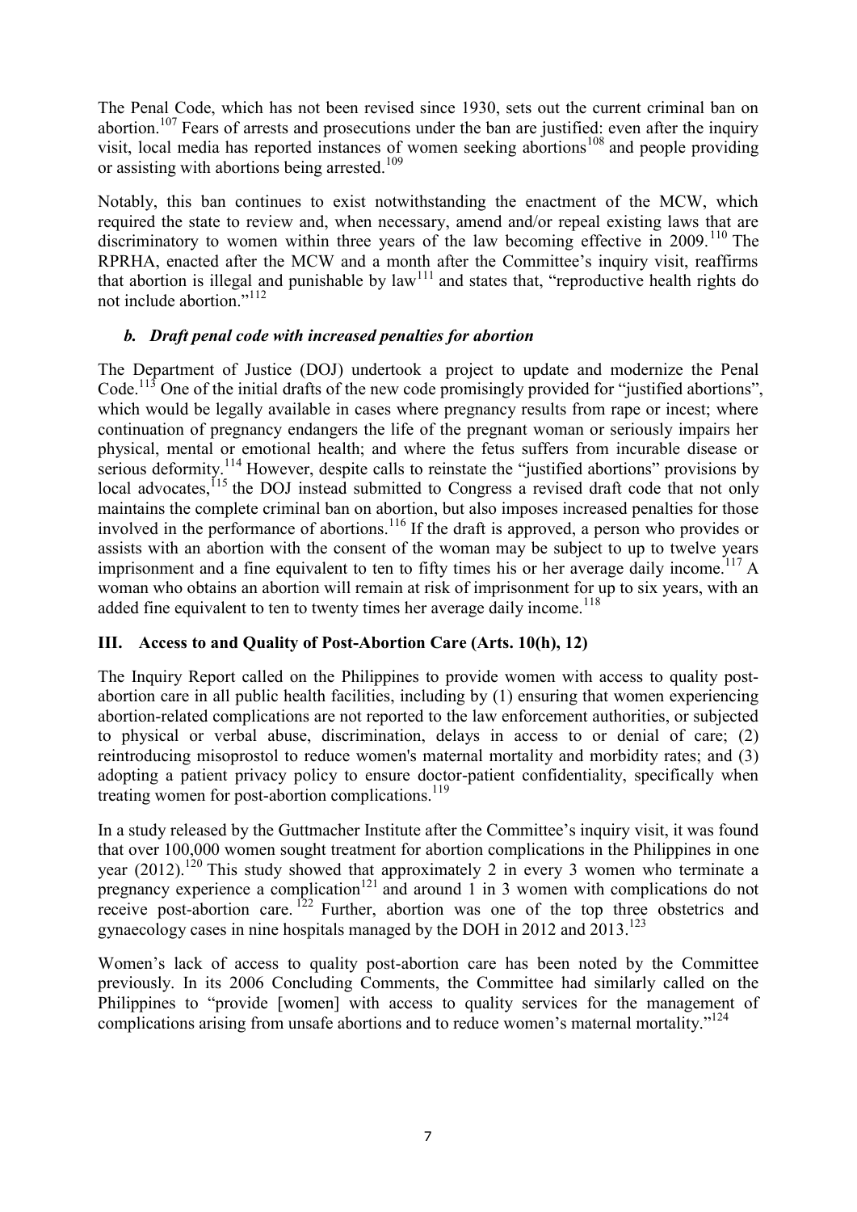The Penal Code, which has not been revised since 1930, sets out the current criminal ban on abortion.[107] Fears of arrests and prosecutions under the ban are justified: even after the inquiry visit, local media has reported instances of women seeking abortions[108] and people providing or assisting with abortions being arrested.[109]

Notably, this ban continues to exist notwithstanding the enactment of the MCW, which required the state to review and, when necessary, amend and/or repeal existing laws that are discriminatory to women within three years of the law becoming effective in 2009.[110] The RPRHA, enacted after the MCW and a month after the Committee's inquiry visit, reaffirms that abortion is illegal and punishable by law[111] and states that, "reproductive health rights do not include abortion."[112]

### *b. Draft penal code with increased penalties for abortion*

The Department of Justice (DOJ) undertook a project to update and modernize the Penal Code.[113] One of the initial drafts of the new code promisingly provided for "justified abortions", which would be legally available in cases where pregnancy results from rape or incest; where continuation of pregnancy endangers the life of the pregnant woman or seriously impairs her physical, mental or emotional health; and where the fetus suffers from incurable disease or serious deformity.[114] However, despite calls to reinstate the "justified abortions" provisions by local advocates,[115] the DOJ instead submitted to Congress a revised draft code that not only maintains the complete criminal ban on abortion, but also imposes increased penalties for those involved in the performance of abortions.[116] If the draft is approved, a person who provides or assists with an abortion with the consent of the woman may be subject to up to twelve years imprisonment and a fine equivalent to ten to fifty times his or her average daily income.[117] A woman who obtains an abortion will remain at risk of imprisonment for up to six years, with an added fine equivalent to ten to twenty times her average daily income.[118]

## III. Access to and Quality of Post-Abortion Care (Arts. 10(h), 12)

The Inquiry Report called on the Philippines to provide women with access to quality post-abortion care in all public health facilities, including by (1) ensuring that women experiencing abortion-related complications are not reported to the law enforcement authorities, or subjected to physical or verbal abuse, discrimination, delays in access to or denial of care; (2) reintroducing misoprostol to reduce women's maternal mortality and morbidity rates; and (3) adopting a patient privacy policy to ensure doctor-patient confidentiality, specifically when treating women for post-abortion complications.[119]

In a study released by the Guttmacher Institute after the Committee's inquiry visit, it was found that over 100,000 women sought treatment for abortion complications in the Philippines in one year (2012).[120] This study showed that approximately 2 in every 3 women who terminate a pregnancy experience a complication[121] and around 1 in 3 women with complications do not receive post-abortion care.[122] Further, abortion was one of the top three obstetrics and gynaecology cases in nine hospitals managed by the DOH in 2012 and 2013.[123]

Women's lack of access to quality post-abortion care has been noted by the Committee previously. In its 2006 Concluding Comments, the Committee had similarly called on the Philippines to "provide [women] with access to quality services for the management of complications arising from unsafe abortions and to reduce women's maternal mortality."[124]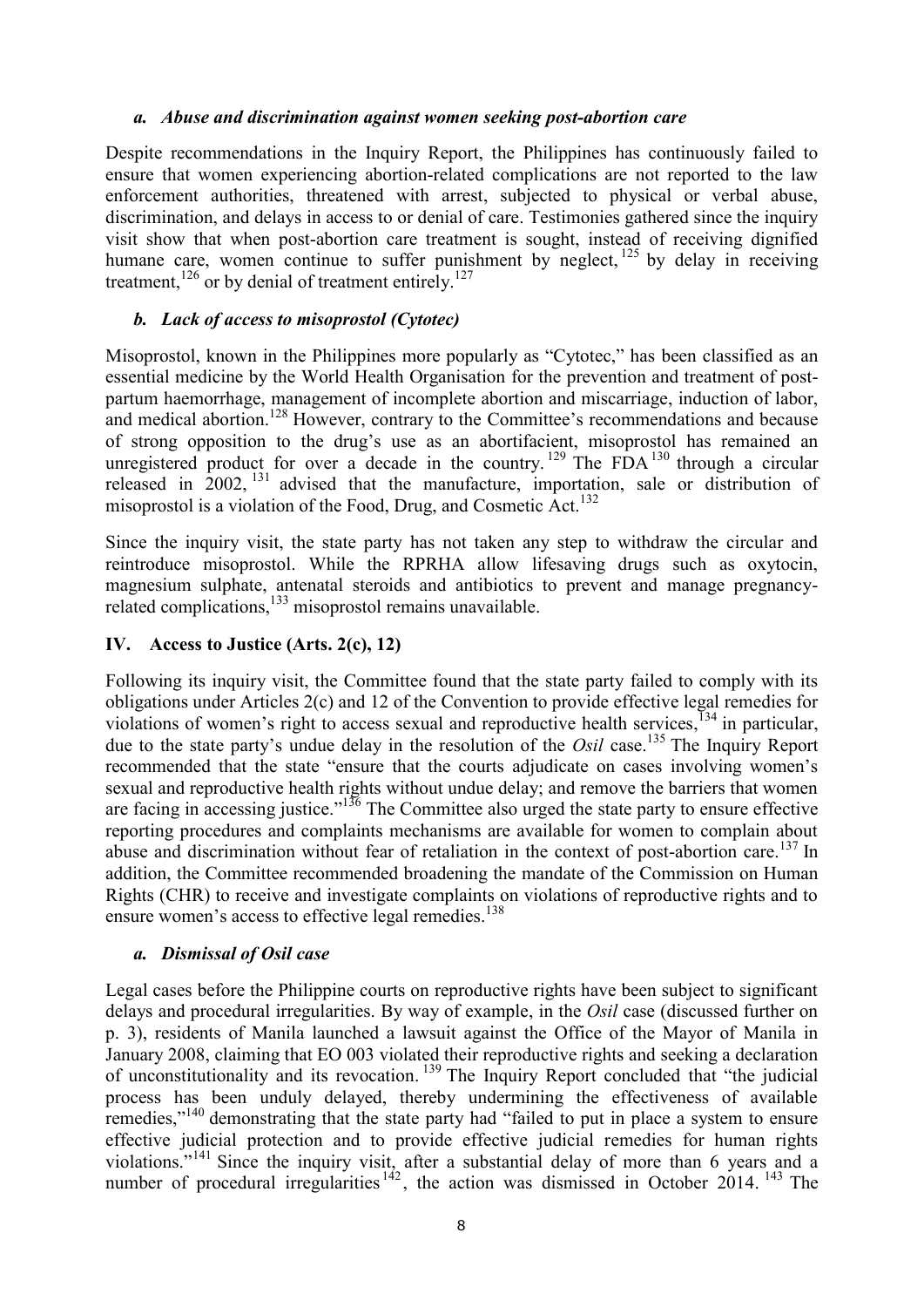### *a. Abuse and discrimination against women seeking post-abortion care*

Despite recommendations in the Inquiry Report, the Philippines has continuously failed to ensure that women experiencing abortion-related complications are not reported to the law enforcement authorities, threatened with arrest, subjected to physical or verbal abuse, discrimination, and delays in access to or denial of care. Testimonies gathered since the inquiry visit show that when post-abortion care treatment is sought, instead of receiving dignified humane care, women continue to suffer punishment by neglect,[125] by delay in receiving treatment,[126] or by denial of treatment entirely.[127]

### *b. Lack of access to misoprostol (Cytotec)*

Misoprostol, known in the Philippines more popularly as "Cytotec," has been classified as an essential medicine by the World Health Organisation for the prevention and treatment of post-partum haemorrhage, management of incomplete abortion and miscarriage, induction of labor, and medical abortion.[128] However, contrary to the Committee's recommendations and because of strong opposition to the drug's use as an abortifacient, misoprostol has remained an unregistered product for over a decade in the country.[129] The FDA[130] through a circular released in 2002,[131] advised that the manufacture, importation, sale or distribution of misoprostol is a violation of the Food, Drug, and Cosmetic Act.[132]

Since the inquiry visit, the state party has not taken any step to withdraw the circular and reintroduce misoprostol. While the RPRHA allow lifesaving drugs such as oxytocin, magnesium sulphate, antenatal steroids and antibiotics to prevent and manage pregnancy-related complications,[133] misoprostol remains unavailable.

## IV. Access to Justice (Arts. 2(c), 12)

Following its inquiry visit, the Committee found that the state party failed to comply with its obligations under Articles 2(c) and 12 of the Convention to provide effective legal remedies for violations of women's right to access sexual and reproductive health services,[134] in particular, due to the state party's undue delay in the resolution of the *Osil* case.[135] The Inquiry Report recommended that the state "ensure that the courts adjudicate on cases involving women's sexual and reproductive health rights without undue delay; and remove the barriers that women are facing in accessing justice."[136] The Committee also urged the state party to ensure effective reporting procedures and complaints mechanisms are available for women to complain about abuse and discrimination without fear of retaliation in the context of post-abortion care.[137] In addition, the Committee recommended broadening the mandate of the Commission on Human Rights (CHR) to receive and investigate complaints on violations of reproductive rights and to ensure women's access to effective legal remedies.[138]

### *a. Dismissal of Osil case*

Legal cases before the Philippine courts on reproductive rights have been subject to significant delays and procedural irregularities. By way of example, in the *Osil* case (discussed further on p. 3), residents of Manila launched a lawsuit against the Office of the Mayor of Manila in January 2008, claiming that EO 003 violated their reproductive rights and seeking a declaration of unconstitutionality and its revocation.[139] The Inquiry Report concluded that "the judicial process has been unduly delayed, thereby undermining the effectiveness of available remedies,"[140] demonstrating that the state party had "failed to put in place a system to ensure effective judicial protection and to provide effective judicial remedies for human rights violations."[141] Since the inquiry visit, after a substantial delay of more than 6 years and a number of procedural irregularities[142], the action was dismissed in October 2014.[143] The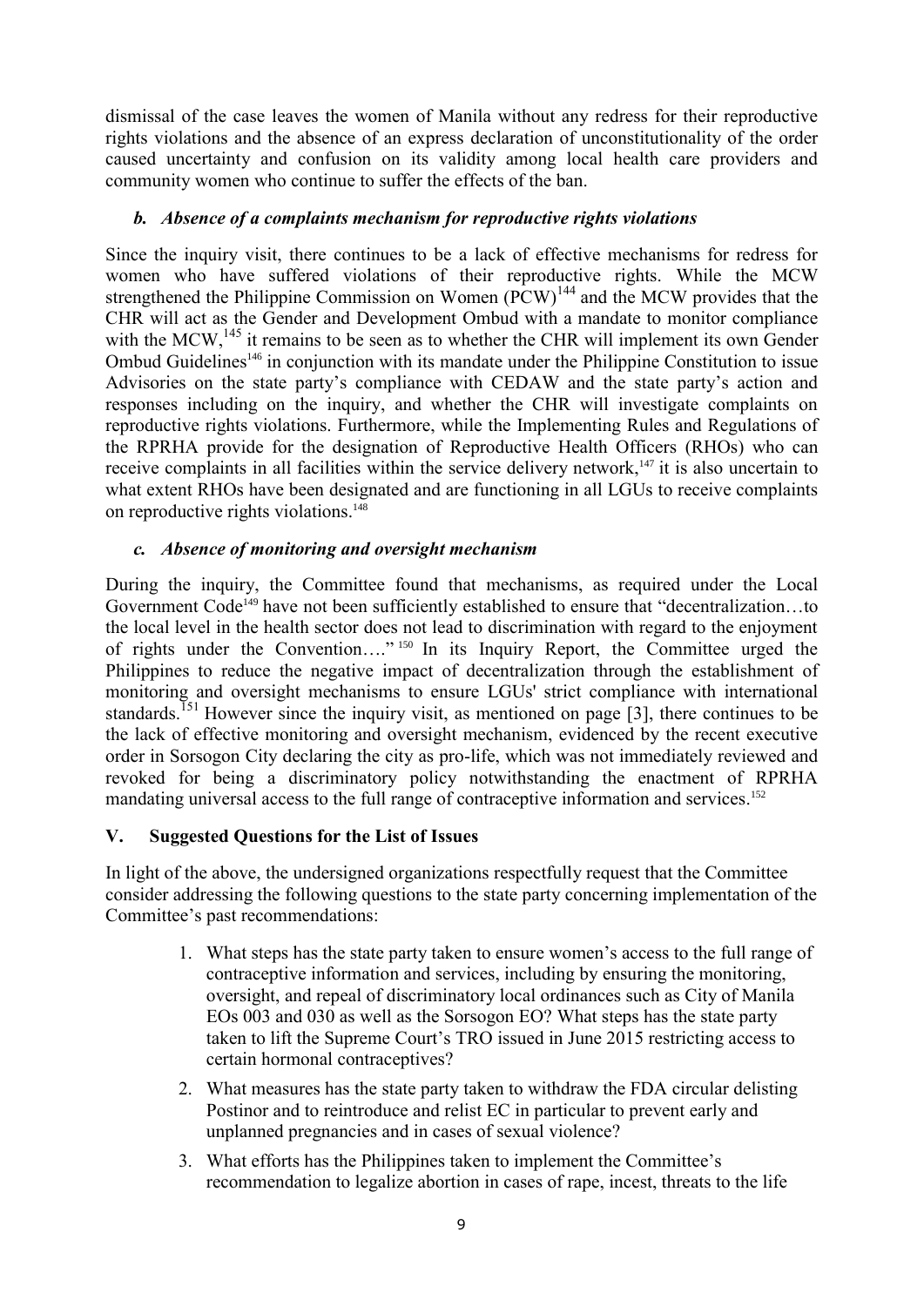dismissal of the case leaves the women of Manila without any redress for their reproductive rights violations and the absence of an express declaration of unconstitutionality of the order caused uncertainty and confusion on its validity among local health care providers and community women who continue to suffer the effects of the ban.

### *b. Absence of a complaints mechanism for reproductive rights violations*

Since the inquiry visit, there continues to be a lack of effective mechanisms for redress for women who have suffered violations of their reproductive rights. While the MCW strengthened the Philippine Commission on Women (PCW)[144] and the MCW provides that the CHR will act as the Gender and Development Ombud with a mandate to monitor compliance with the MCW,[145] it remains to be seen as to whether the CHR will implement its own Gender Ombud Guidelines[146] in conjunction with its mandate under the Philippine Constitution to issue Advisories on the state party's compliance with CEDAW and the state party's action and responses including on the inquiry, and whether the CHR will investigate complaints on reproductive rights violations. Furthermore, while the Implementing Rules and Regulations of the RPRHA provide for the designation of Reproductive Health Officers (RHOs) who can receive complaints in all facilities within the service delivery network,[147] it is also uncertain to what extent RHOs have been designated and are functioning in all LGUs to receive complaints on reproductive rights violations.[148]

### *c. Absence of monitoring and oversight mechanism*

During the inquiry, the Committee found that mechanisms, as required under the Local Government Code[149] have not been sufficiently established to ensure that "decentralization…to the local level in the health sector does not lead to discrimination with regard to the enjoyment of rights under the Convention…."[150] In its Inquiry Report, the Committee urged the Philippines to reduce the negative impact of decentralization through the establishment of monitoring and oversight mechanisms to ensure LGUs' strict compliance with international standards.[151] However since the inquiry visit, as mentioned on page [3], there continues to be the lack of effective monitoring and oversight mechanism, evidenced by the recent executive order in Sorsogon City declaring the city as pro-life, which was not immediately reviewed and revoked for being a discriminatory policy notwithstanding the enactment of RPRHA mandating universal access to the full range of contraceptive information and services.[152]

## V. Suggested Questions for the List of Issues

In light of the above, the undersigned organizations respectfully request that the Committee consider addressing the following questions to the state party concerning implementation of the Committee's past recommendations:

1. What steps has the state party taken to ensure women's access to the full range of contraceptive information and services, including by ensuring the monitoring, oversight, and repeal of discriminatory local ordinances such as City of Manila EOs 003 and 030 as well as the Sorsogon EO? What steps has the state party taken to lift the Supreme Court's TRO issued in June 2015 restricting access to certain hormonal contraceptives?
2. What measures has the state party taken to withdraw the FDA circular delisting Postinor and to reintroduce and relist EC in particular to prevent early and unplanned pregnancies and in cases of sexual violence?
3. What efforts has the Philippines taken to implement the Committee's recommendation to legalize abortion in cases of rape, incest, threats to the life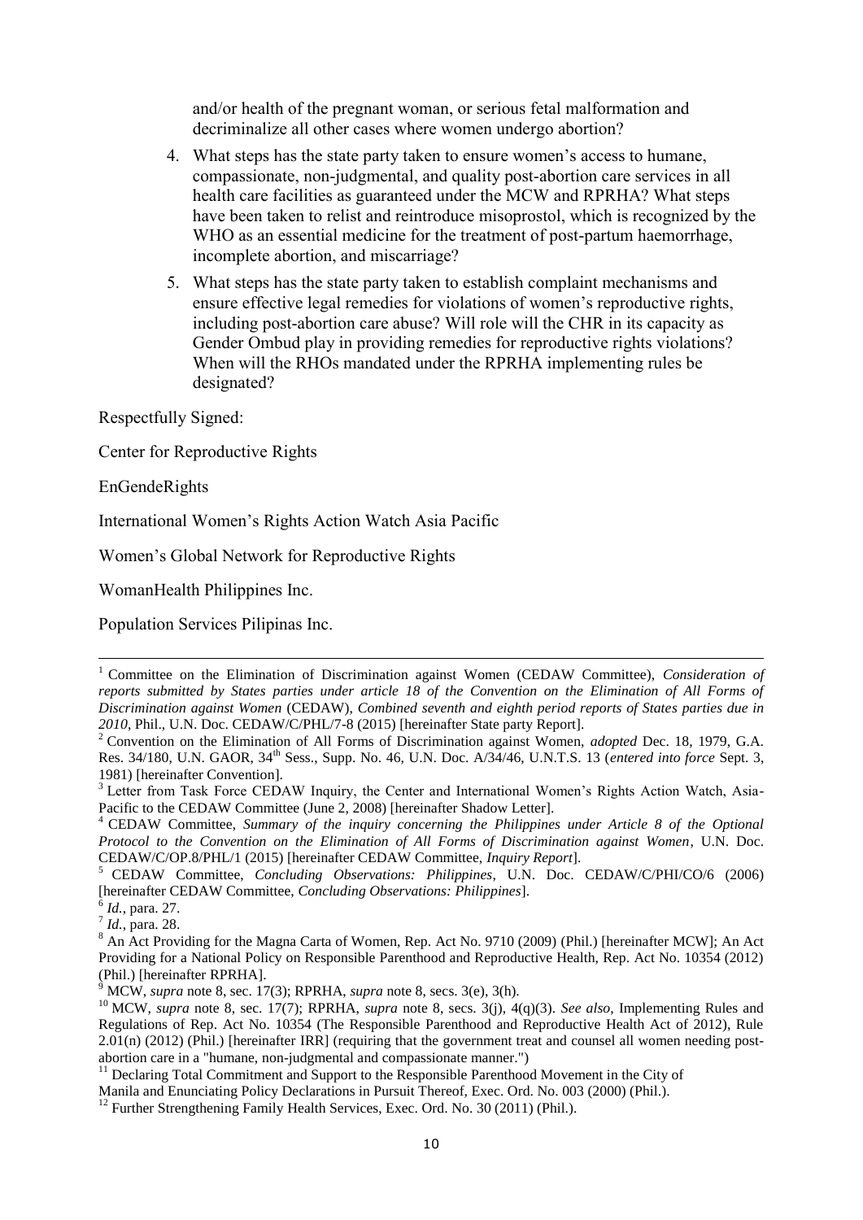and/or health of the pregnant woman, or serious fetal malformation and decriminalize all other cases where women undergo abortion?

4. What steps has the state party taken to ensure women's access to humane, compassionate, non-judgmental, and quality post-abortion care services in all health care facilities as guaranteed under the MCW and RPRHA? What steps have been taken to relist and reintroduce misoprostol, which is recognized by the WHO as an essential medicine for the treatment of post-partum haemorrhage, incomplete abortion, and miscarriage?

5. What steps has the state party taken to establish complaint mechanisms and ensure effective legal remedies for violations of women's reproductive rights, including post-abortion care abuse? Will role will the CHR in its capacity as Gender Ombud play in providing remedies for reproductive rights violations? When will the RHOs mandated under the RPRHA implementing rules be designated?

Respectfully Signed:

Center for Reproductive Rights

EnGendeRights

International Women's Rights Action Watch Asia Pacific

Women's Global Network for Reproductive Rights

WomanHealth Philippines Inc.

Population Services Pilipinas Inc.

---

[1] Committee on the Elimination of Discrimination against Women (CEDAW Committee), *Consideration of reports submitted by States parties under article 18 of the Convention on the Elimination of All Forms of Discrimination against Women* (CEDAW), *Combined seventh and eighth period reports of States parties due in 2010*, Phil., U.N. Doc. CEDAW/C/PHL/7-8 (2015) [hereinafter State party Report].

[2] Convention on the Elimination of All Forms of Discrimination against Women, *adopted* Dec. 18, 1979, G.A. Res. 34/180, U.N. GAOR, 34th Sess., Supp. No. 46, U.N. Doc. A/34/46, U.N.T.S. 13 (*entered into force* Sept. 3, 1981) [hereinafter Convention].

[3] Letter from Task Force CEDAW Inquiry, the Center and International Women's Rights Action Watch, Asia-Pacific to the CEDAW Committee (June 2, 2008) [hereinafter Shadow Letter].

[4] CEDAW Committee, *Summary of the inquiry concerning the Philippines under Article 8 of the Optional Protocol to the Convention on the Elimination of All Forms of Discrimination against Women*, U.N. Doc. CEDAW/C/OP.8/PHL/1 (2015) [hereinafter CEDAW Committee, *Inquiry Report*].

[5] CEDAW Committee, *Concluding Observations: Philippines*, U.N. Doc. CEDAW/C/PHI/CO/6 (2006) [hereinafter CEDAW Committee, *Concluding Observations: Philippines*].

[6] *Id.*, para. 27.

[7] *Id.*, para. 28.

[8] An Act Providing for the Magna Carta of Women, Rep. Act No. 9710 (2009) (Phil.) [hereinafter MCW]; An Act Providing for a National Policy on Responsible Parenthood and Reproductive Health, Rep. Act No. 10354 (2012) (Phil.) [hereinafter RPRHA].

[9] MCW, *supra* note 8, sec. 17(3); RPRHA, *supra* note 8, secs. 3(e), 3(h).

[10] MCW, *supra* note 8, sec. 17(7); RPRHA, *supra* note 8, secs. 3(j), 4(q)(3). *See also*, Implementing Rules and Regulations of Rep. Act No. 10354 (The Responsible Parenthood and Reproductive Health Act of 2012), Rule 2.01(n) (2012) (Phil.) [hereinafter IRR] (requiring that the government treat and counsel all women needing post-abortion care in a "humane, non-judgmental and compassionate manner.")

[11] Declaring Total Commitment and Support to the Responsible Parenthood Movement in the City of Manila and Enunciating Policy Declarations in Pursuit Thereof, Exec. Ord. No. 003 (2000) (Phil.).

[12] Further Strengthening Family Health Services, Exec. Ord. No. 30 (2011) (Phil.).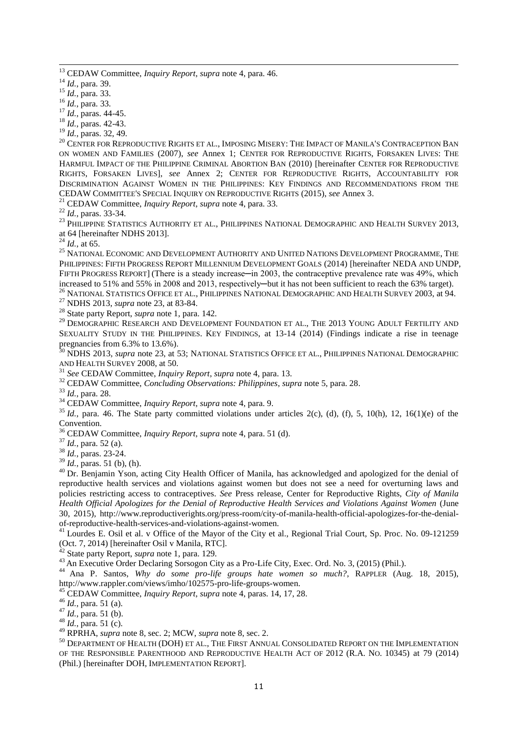[13] CEDAW Committee, *Inquiry Report*, *supra* note 4, para. 46.

[14] *Id.*, para. 39.

[15] *Id.*, para. 33.

[16] *Id.*, para. 33.

[17] *Id.*, paras. 44-45.

[18] *Id.*, paras. 42-43.

[19] *Id.*, paras. 32, 49.

[20] CENTER FOR REPRODUCTIVE RIGHTS ET AL., IMPOSING MISERY: THE IMPACT OF MANILA'S CONTRACEPTION BAN ON WOMEN AND FAMILIES (2007), *see* Annex 1; CENTER FOR REPRODUCTIVE RIGHTS, FORSAKEN LIVES: THE HARMFUL IMPACT OF THE PHILIPPINE CRIMINAL ABORTION BAN (2010) [hereinafter CENTER FOR REPRODUCTIVE RIGHTS, FORSAKEN LIVES], *see* Annex 2; CENTER FOR REPRODUCTIVE RIGHTS, ACCOUNTABILITY FOR DISCRIMINATION AGAINST WOMEN IN THE PHILIPPINES: KEY FINDINGS AND RECOMMENDATIONS FROM THE CEDAW COMMITTEE'S SPECIAL INQUIRY ON REPRODUCTIVE RIGHTS (2015), *see* Annex 3.

[21] CEDAW Committee, *Inquiry Report*, *supra* note 4, para. 33.

[22] *Id.*, paras. 33-34.

[23] PHILIPPINE STATISTICS AUTHORITY ET AL., PHILIPPINES NATIONAL DEMOGRAPHIC AND HEALTH SURVEY 2013, at 64 [hereinafter NDHS 2013].

[24] *Id.*, at 65.

[25] NATIONAL ECONOMIC AND DEVELOPMENT AUTHORITY AND UNITED NATIONS DEVELOPMENT PROGRAMME, THE PHILIPPINES: FIFTH PROGRESS REPORT MILLENNIUM DEVELOPMENT GOALS (2014) [hereinafter NEDA AND UNDP, FIFTH PROGRESS REPORT] (There is a steady increase─in 2003, the contraceptive prevalence rate was 49%, which increased to 51% and 55% in 2008 and 2013, respectively─but it has not been sufficient to reach the 63% target).

[26] NATIONAL STATISTICS OFFICE ET AL., PHILIPPINES NATIONAL DEMOGRAPHIC AND HEALTH SURVEY 2003, at 94.

[27] NDHS 2013, *supra* note 23, at 83-84.

[28] State party Report, *supra* note 1, para. 142.

[29] DEMOGRAPHIC RESEARCH AND DEVELOPMENT FOUNDATION ET AL., THE 2013 YOUNG ADULT FERTILITY AND SEXUALITY STUDY IN THE PHILIPPINES. KEY FINDINGS, at 13-14 (2014) (Findings indicate a rise in teenage pregnancies from 6.3% to 13.6%).

[30] NDHS 2013, *supra* note 23, at 53; NATIONAL STATISTICS OFFICE ET AL., PHILIPPINES NATIONAL DEMOGRAPHIC AND HEALTH SURVEY 2008, at 50.

[31] *See* CEDAW Committee, *Inquiry Report*, *supra* note 4, para. 13.

[32] CEDAW Committee, *Concluding Observations: Philippines*, *supra* note 5, para. 28.

[33] *Id.*, para. 28.

[34] CEDAW Committee, *Inquiry Report, supra* note 4, para. 9.

[35] *Id.*, para. 46. The State party committed violations under articles 2(c), (d), (f), 5, 10(h), 12, 16(1)(e) of the Convention.

[36] CEDAW Committee, *Inquiry Report*, *supra* note 4, para. 51 (d).

[37] *Id.*, para. 52 (a).

[38] *Id.*, paras. 23-24.

[39] *Id.*, paras. 51 (b), (h).

[40] Dr. Benjamin Yson, acting City Health Officer of Manila, has acknowledged and apologized for the denial of reproductive health services and violations against women but does not see a need for overturning laws and policies restricting access to contraceptives. *See* Press release, Center for Reproductive Rights, *City of Manila Health Official Apologizes for the Denial of Reproductive Health Services and Violations Against Women* (June 30, 2015), http://www.reproductiverights.org/press-room/city-of-manila-health-official-apologizes-for-the-denial-of-reproductive-health-services-and-violations-against-women.

[41] Lourdes E. Osil et al. v Office of the Mayor of the City et al., Regional Trial Court, Sp. Proc. No. 09-121259 (Oct. 7, 2014) [hereinafter Osil v Manila, RTC].

[42] State party Report, *supra* note 1, para. 129.

[43] An Executive Order Declaring Sorsogon City as a Pro-Life City, Exec. Ord. No. 3, (2015) (Phil.).

[44] Ana P. Santos, *Why do some pro-life groups hate women so much?*, RAPPLER (Aug. 18, 2015), http://www.rappler.com/views/imho/102575-pro-life-groups-women.

[45] CEDAW Committee, *Inquiry Report*, *supra* note 4, paras. 14, 17, 28.

[46] *Id.*, para. 51 (a).

[47] *Id.*, para. 51 (b).

[48] *Id.*, para. 51 (c).

[49] RPRHA, *supra* note 8, sec. 2; MCW, *supra* note 8, sec. 2.

[50] DEPARTMENT OF HEALTH (DOH) ET AL., THE FIRST ANNUAL CONSOLIDATED REPORT ON THE IMPLEMENTATION OF THE RESPONSIBLE PARENTHOOD AND REPRODUCTIVE HEALTH ACT OF 2012 (R.A. NO. 10345) at 79 (2014) (Phil.) [hereinafter DOH, IMPLEMENTATION REPORT].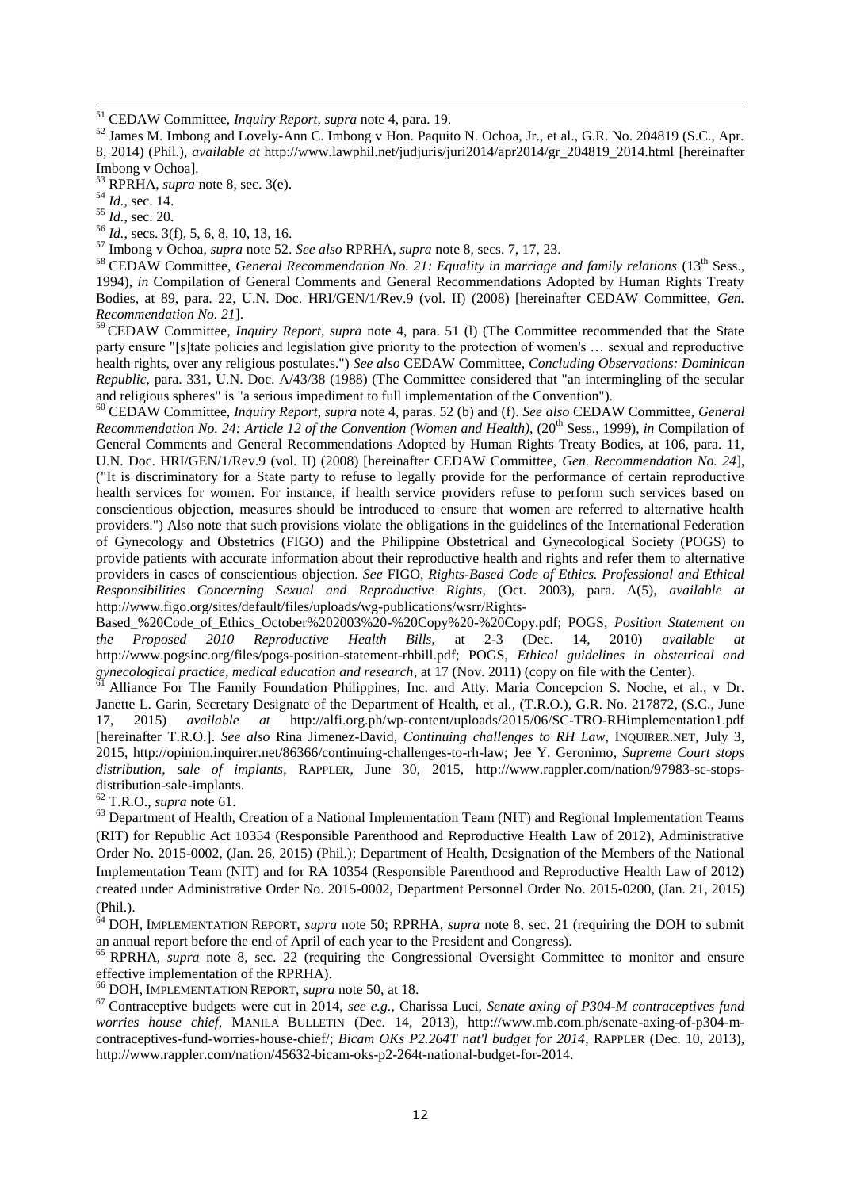[51] CEDAW Committee, *Inquiry Report*, *supra* note 4, para. 19.

[52] James M. Imbong and Lovely-Ann C. Imbong v Hon. Paquito N. Ochoa, Jr., et al., G.R. No. 204819 (S.C., Apr. 8, 2014) (Phil.), *available at* http://www.lawphil.net/judjuris/juri2014/apr2014/gr_204819_2014.html [hereinafter Imbong v Ochoa].

[53] RPRHA, *supra* note 8, sec. 3(e).

[54] *Id.*, sec. 14.

[55] *Id.*, sec. 20.

[56] *Id.*, secs. 3(f), 5, 6, 8, 10, 13, 16.

[57] Imbong v Ochoa, *supra* note 52. *See also* RPRHA, *supra* note 8, secs. 7, 17, 23.

[58] CEDAW Committee, *General Recommendation No. 21: Equality in marriage and family relations* (13th Sess., 1994), *in* Compilation of General Comments and General Recommendations Adopted by Human Rights Treaty Bodies, at 89, para. 22, U.N. Doc. HRI/GEN/1/Rev.9 (vol. II) (2008) [hereinafter CEDAW Committee, *Gen. Recommendation No. 21*].

[59] CEDAW Committee, *Inquiry Report*, *supra* note 4, para. 51 (l) (The Committee recommended that the State party ensure "[s]tate policies and legislation give priority to the protection of women's … sexual and reproductive health rights, over any religious postulates.") *See also* CEDAW Committee, *Concluding Observations: Dominican Republic*, para. 331, U.N. Doc. A/43/38 (1988) (The Committee considered that "an intermingling of the secular and religious spheres" is "a serious impediment to full implementation of the Convention").

[60] CEDAW Committee, *Inquiry Report*, *supra* note 4, paras. 52 (b) and (f). *See also* CEDAW Committee, *General Recommendation No. 24: Article 12 of the Convention (Women and Health)*, (20th Sess., 1999), *in* Compilation of General Comments and General Recommendations Adopted by Human Rights Treaty Bodies, at 106, para. 11, U.N. Doc. HRI/GEN/1/Rev.9 (vol. II) (2008) [hereinafter CEDAW Committee, *Gen. Recommendation No. 24*], ("It is discriminatory for a State party to refuse to legally provide for the performance of certain reproductive health services for women. For instance, if health service providers refuse to perform such services based on conscientious objection, measures should be introduced to ensure that women are referred to alternative health providers.") Also note that such provisions violate the obligations in the guidelines of the International Federation of Gynecology and Obstetrics (FIGO) and the Philippine Obstetrical and Gynecological Society (POGS) to provide patients with accurate information about their reproductive health and rights and refer them to alternative providers in cases of conscientious objection. *See* FIGO, *Rights-Based Code of Ethics. Professional and Ethical Responsibilities Concerning Sexual and Reproductive Rights*, (Oct. 2003), para. A(5), *available at* http://www.figo.org/sites/default/files/uploads/wg-publications/wsrr/Rights-Based_%20Code_of_Ethics_October%202003%20-%20Copy%20-%20Copy.pdf; POGS, *Position Statement on the Proposed 2010 Reproductive Health Bills*, at 2-3 (Dec. 14, 2010) *available at* http://www.pogsinc.org/files/pogs-position-statement-rhbill.pdf; POGS, *Ethical guidelines in obstetrical and gynecological practice, medical education and research*, at 17 (Nov. 2011) (copy on file with the Center).

[61] Alliance For The Family Foundation Philippines, Inc. and Atty. Maria Concepcion S. Noche, et al., v Dr. Janette L. Garin, Secretary Designate of the Department of Health, et al., (T.R.O.), G.R. No. 217872, (S.C., June 17, 2015) *available at* http://alfi.org.ph/wp-content/uploads/2015/06/SC-TRO-RHimplementation1.pdf [hereinafter T.R.O.]. *See also* Rina Jimenez-David, *Continuing challenges to RH Law*, INQUIRER.NET, July 3, 2015, http://opinion.inquirer.net/86366/continuing-challenges-to-rh-law; Jee Y. Geronimo, *Supreme Court stops distribution, sale of implants*, RAPPLER, June 30, 2015, http://www.rappler.com/nation/97983-sc-stops-distribution-sale-implants.

[62] T.R.O., *supra* note 61.

[63] Department of Health, Creation of a National Implementation Team (NIT) and Regional Implementation Teams (RIT) for Republic Act 10354 (Responsible Parenthood and Reproductive Health Law of 2012), Administrative Order No. 2015-0002, (Jan. 26, 2015) (Phil.); Department of Health, Designation of the Members of the National Implementation Team (NIT) and for RA 10354 (Responsible Parenthood and Reproductive Health Law of 2012) created under Administrative Order No. 2015-0002, Department Personnel Order No. 2015-0200, (Jan. 21, 2015) (Phil.).

[64] DOH, IMPLEMENTATION REPORT, *supra* note 50; RPRHA, *supra* note 8, sec. 21 (requiring the DOH to submit an annual report before the end of April of each year to the President and Congress).

[65] RPRHA, *supra* note 8, sec. 22 (requiring the Congressional Oversight Committee to monitor and ensure effective implementation of the RPRHA).

[66] DOH, IMPLEMENTATION REPORT, *supra* note 50, at 18.

[67] Contraceptive budgets were cut in 2014, *see e.g.*, Charissa Luci, *Senate axing of P304-M contraceptives fund worries house chief*, MANILA BULLETIN (Dec. 14, 2013), http://www.mb.com.ph/senate-axing-of-p304-m-contraceptives-fund-worries-house-chief/; *Bicam OKs P2.264T nat'l budget for 2014*, RAPPLER (Dec. 10, 2013), http://www.rappler.com/nation/45632-bicam-oks-p2-264t-national-budget-for-2014.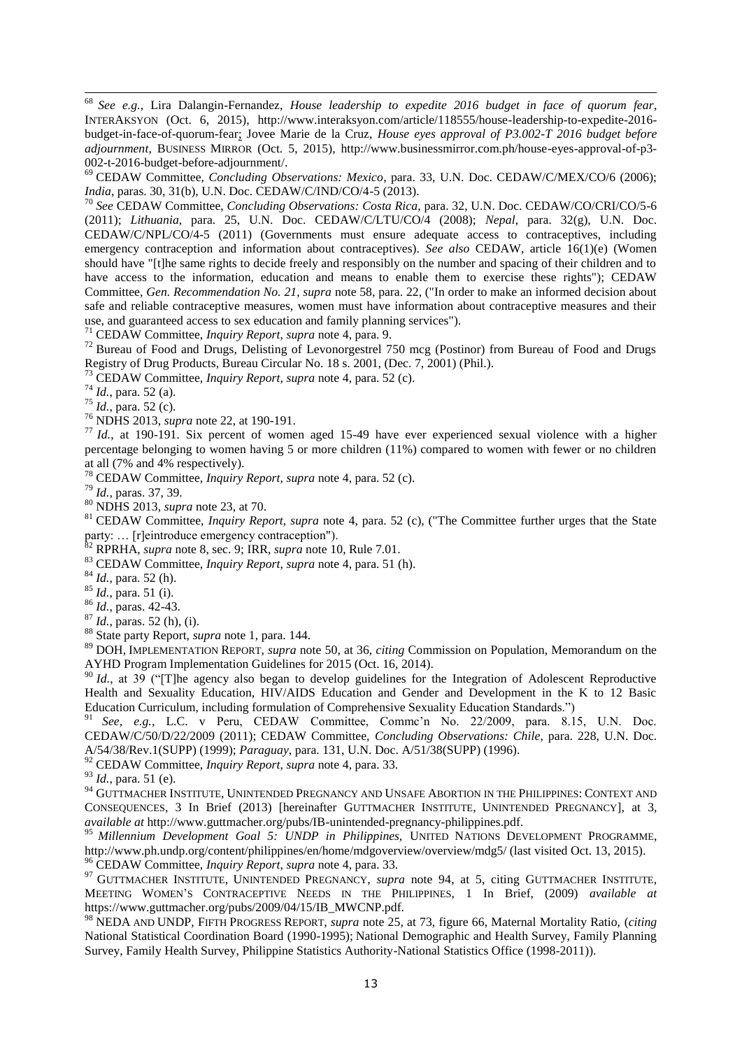[68] *See e.g.*, Lira Dalangin-Fernandez, *House leadership to expedite 2016 budget in face of quorum fear*, INTERAKSYON (Oct. 6, 2015), http://www.interaksyon.com/article/118555/house-leadership-to-expedite-2016-budget-in-face-of-quorum-fear; Jovee Marie de la Cruz, *House eyes approval of P3.002-T 2016 budget before adjournment*, BUSINESS MIRROR (Oct. 5, 2015), http://www.businessmirror.com.ph/house-eyes-approval-of-p3-002-t-2016-budget-before-adjournment/.

[69] CEDAW Committee, *Concluding Observations: Mexico*, para. 33, U.N. Doc. CEDAW/C/MEX/CO/6 (2006); *India*, paras. 30, 31(b), U.N. Doc. CEDAW/C/IND/CO/4-5 (2013).

[70] *See* CEDAW Committee, *Concluding Observations: Costa Rica*, para. 32, U.N. Doc. CEDAW/CO/CRI/CO/5-6 (2011); *Lithuania*, para. 25, U.N. Doc. CEDAW/C/LTU/CO/4 (2008); *Nepal*, para. 32(g), U.N. Doc. CEDAW/C/NPL/CO/4-5 (2011) (Governments must ensure adequate access to contraceptives, including emergency contraception and information about contraceptives). *See also* CEDAW, article 16(1)(e) (Women should have "[t]he same rights to decide freely and responsibly on the number and spacing of their children and to have access to the information, education and means to enable them to exercise these rights"); CEDAW Committee, *Gen. Recommendation No. 21*, *supra* note 58, para. 22, ("In order to make an informed decision about safe and reliable contraceptive measures, women must have information about contraceptive measures and their use, and guaranteed access to sex education and family planning services").

[71] CEDAW Committee, *Inquiry Report*, *supra* note 4, para. 9.

[72] Bureau of Food and Drugs, Delisting of Levonorgestrel 750 mcg (Postinor) from Bureau of Food and Drugs Registry of Drug Products, Bureau Circular No. 18 s. 2001, (Dec. 7, 2001) (Phil.).

[73] CEDAW Committee, *Inquiry Report*, *supra* note 4, para. 52 (c).

[74] *Id.*, para. 52 (a).

[75] *Id.*, para. 52 (c).

[76] NDHS 2013, *supra* note 22, at 190-191.

[77] *Id.*, at 190-191. Six percent of women aged 15-49 have ever experienced sexual violence with a higher percentage belonging to women having 5 or more children (11%) compared to women with fewer or no children at all (7% and 4% respectively).

[78] CEDAW Committee, *Inquiry Report*, *supra* note 4, para. 52 (c).

[79] *Id.*, paras. 37, 39.

[80] NDHS 2013, *supra* note 23, at 70.

[81] CEDAW Committee, *Inquiry Report*, *supra* note 4, para. 52 (c), ("The Committee further urges that the State party: … [r]eintroduce emergency contraception").

[82] RPRHA, *supra* note 8, sec. 9; IRR, *supra* note 10, Rule 7.01.

[83] CEDAW Committee, *Inquiry Report*, *supra* note 4, para. 51 (h).

[84] *Id.*, para. 52 (h).

[85] *Id.*, para. 51 (i).

[86] *Id.*, paras. 42-43.

[87] *Id.*, paras. 52 (h), (i).

[88] State party Report, *supra* note 1, para. 144.

[89] DOH, IMPLEMENTATION REPORT, *supra* note 50, at 36, *citing* Commission on Population, Memorandum on the AYHD Program Implementation Guidelines for 2015 (Oct. 16, 2014).

[90] *Id.*, at 39 ("[T]he agency also began to develop guidelines for the Integration of Adolescent Reproductive Health and Sexuality Education, HIV/AIDS Education and Gender and Development in the K to 12 Basic Education Curriculum, including formulation of Comprehensive Sexuality Education Standards.")

[91] *See*, *e.g.*, L.C. v Peru, CEDAW Committee, Commc'n No. 22/2009, para. 8.15, U.N. Doc. CEDAW/C/50/D/22/2009 (2011); CEDAW Committee, *Concluding Observations: Chile*, para. 228, U.N. Doc. A/54/38/Rev.1(SUPP) (1999); *Paraguay*, para. 131, U.N. Doc. A/51/38(SUPP) (1996).

[92] CEDAW Committee, *Inquiry Report*, *supra* note 4, para. 33.

[93] *Id.*, para. 51 (e).

[94] GUTTMACHER INSTITUTE, UNINTENDED PREGNANCY AND UNSAFE ABORTION IN THE PHILIPPINES: CONTEXT AND CONSEQUENCES, 3 In Brief (2013) [hereinafter GUTTMACHER INSTITUTE, UNINTENDED PREGNANCY], at 3, *available at* http://www.guttmacher.org/pubs/IB-unintended-pregnancy-philippines.pdf.

[95] *Millennium Development Goal 5: UNDP in Philippines*, UNITED NATIONS DEVELOPMENT PROGRAMME, http://www.ph.undp.org/content/philippines/en/home/mdgoverview/overview/mdg5/ (last visited Oct. 13, 2015).

[96] CEDAW Committee, *Inquiry Report*, *supra* note 4, para. 33.

[97] GUTTMACHER INSTITUTE, UNINTENDED PREGNANCY, *supra* note 94, at 5, citing GUTTMACHER INSTITUTE, MEETING WOMEN'S CONTRACEPTIVE NEEDS IN THE PHILIPPINES, 1 In Brief, (2009) *available at* https://www.guttmacher.org/pubs/2009/04/15/IB_MWCNP.pdf.

[98] NEDA AND UNDP, FIFTH PROGRESS REPORT, *supra* note 25, at 73, figure 66, Maternal Mortality Ratio, (*citing* National Statistical Coordination Board (1990-1995); National Demographic and Health Survey, Family Planning Survey, Family Health Survey, Philippine Statistics Authority-National Statistics Office (1998-2011)).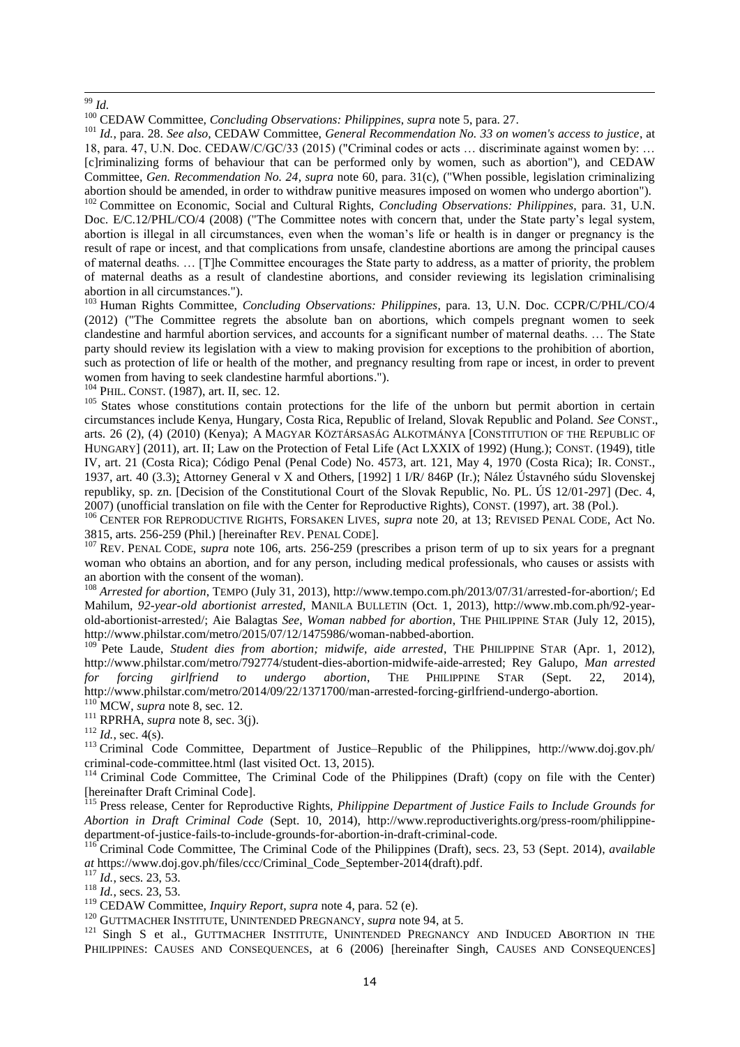[99] *Id.*

[100] CEDAW Committee, *Concluding Observations: Philippines*, *supra* note 5, para. 27.

[101] *Id.*, para. 28. *See also*, CEDAW Committee, *General Recommendation No. 33 on women's access to justice*, at 18, para. 47, U.N. Doc. CEDAW/C/GC/33 (2015) ("Criminal codes or acts … discriminate against women by: … [c]riminalizing forms of behaviour that can be performed only by women, such as abortion"), and CEDAW Committee, *Gen. Recommendation No. 24*, *supra* note 60, para. 31(c), ("When possible, legislation criminalizing abortion should be amended, in order to withdraw punitive measures imposed on women who undergo abortion").

[102] Committee on Economic, Social and Cultural Rights, *Concluding Observations: Philippines*, para. 31, U.N. Doc. E/C.12/PHL/CO/4 (2008) ("The Committee notes with concern that, under the State party's legal system, abortion is illegal in all circumstances, even when the woman's life or health is in danger or pregnancy is the result of rape or incest, and that complications from unsafe, clandestine abortions are among the principal causes of maternal deaths. … [T]he Committee encourages the State party to address, as a matter of priority, the problem of maternal deaths as a result of clandestine abortions, and consider reviewing its legislation criminalising abortion in all circumstances.").

[103] Human Rights Committee, *Concluding Observations: Philippines*, para. 13, U.N. Doc. CCPR/C/PHL/CO/4 (2012) ("The Committee regrets the absolute ban on abortions, which compels pregnant women to seek clandestine and harmful abortion services, and accounts for a significant number of maternal deaths. … The State party should review its legislation with a view to making provision for exceptions to the prohibition of abortion, such as protection of life or health of the mother, and pregnancy resulting from rape or incest, in order to prevent women from having to seek clandestine harmful abortions.").

[104] PHIL. CONST. (1987), art. II, sec. 12.

[105] States whose constitutions contain protections for the life of the unborn but permit abortion in certain circumstances include Kenya, Hungary, Costa Rica, Republic of Ireland, Slovak Republic and Poland. *See* CONST., arts. 26 (2), (4) (2010) (Kenya); A MAGYAR KÖZTÁRSASÁG ALKOTMÁNYA [CONSTITUTION OF THE REPUBLIC OF HUNGARY] (2011), art. II; Law on the Protection of Fetal Life (Act LXXIX of 1992) (Hung.); CONST. (1949), title IV, art. 21 (Costa Rica); Código Penal (Penal Code) No. 4573, art. 121, May 4, 1970 (Costa Rica); IR. CONST., 1937, art. 40 (3.3); Attorney General v X and Others, [1992] 1 I/R/ 846P (Ir.); Nález Ústavného súdu Slovenskej republiky, sp. zn. [Decision of the Constitutional Court of the Slovak Republic, No. PL. ÚS 12/01-297] (Dec. 4, 2007) (unofficial translation on file with the Center for Reproductive Rights), CONST. (1997), art. 38 (Pol.).

[106] CENTER FOR REPRODUCTIVE RIGHTS, FORSAKEN LIVES, *supra* note 20, at 13; REVISED PENAL CODE, Act No. 3815, arts. 256-259 (Phil.) [hereinafter REV. PENAL CODE].

[107] REV. PENAL CODE, *supra* note 106, arts. 256-259 (prescribes a prison term of up to six years for a pregnant woman who obtains an abortion, and for any person, including medical professionals, who causes or assists with an abortion with the consent of the woman).

[108] *Arrested for abortion*, TEMPO (July 31, 2013), http://www.tempo.com.ph/2013/07/31/arrested-for-abortion/; Ed Mahilum, *92-year-old abortionist arrested*, MANILA BULLETIN (Oct. 1, 2013), http://www.mb.com.ph/92-year-old-abortionist-arrested/; Aie Balagtas *See*, *Woman nabbed for abortion*, THE PHILIPPINE STAR (July 12, 2015), http://www.philstar.com/metro/2015/07/12/1475986/woman-nabbed-abortion.

[109] Pete Laude, *Student dies from abortion; midwife, aide arrested*, THE PHILIPPINE STAR (Apr. 1, 2012), http://www.philstar.com/metro/792774/student-dies-abortion-midwife-aide-arrested; Rey Galupo, *Man arrested for forcing girlfriend to undergo abortion*, THE PHILIPPINE STAR (Sept. 22, 2014), http://www.philstar.com/metro/2014/09/22/1371700/man-arrested-forcing-girlfriend-undergo-abortion.

[110] MCW, *supra* note 8, sec. 12.

[111] RPRHA, *supra* note 8, sec. 3(j).

[112] *Id.*, sec. 4(s).

[113] Criminal Code Committee, Department of Justice–Republic of the Philippines, http://www.doj.gov.ph/criminal-code-committee.html (last visited Oct. 13, 2015).

[114] Criminal Code Committee, The Criminal Code of the Philippines (Draft) (copy on file with the Center) [hereinafter Draft Criminal Code].

[115] Press release, Center for Reproductive Rights, *Philippine Department of Justice Fails to Include Grounds for Abortion in Draft Criminal Code* (Sept. 10, 2014), http://www.reproductiverights.org/press-room/philippine-department-of-justice-fails-to-include-grounds-for-abortion-in-draft-criminal-code.

[116] Criminal Code Committee, The Criminal Code of the Philippines (Draft), secs. 23, 53 (Sept. 2014), *available at* https://www.doj.gov.ph/files/ccc/Criminal_Code_September-2014(draft).pdf.

[117] *Id.*, secs. 23, 53.

[118] *Id.*, secs. 23, 53.

[119] CEDAW Committee, *Inquiry Report*, *supra* note 4, para. 52 (e).

[120] GUTTMACHER INSTITUTE, UNINTENDED PREGNANCY, *supra* note 94, at 5.

[121] Singh S et al., GUTTMACHER INSTITUTE, UNINTENDED PREGNANCY AND INDUCED ABORTION IN THE PHILIPPINES: CAUSES AND CONSEQUENCES, at 6 (2006) [hereinafter Singh, CAUSES AND CONSEQUENCES]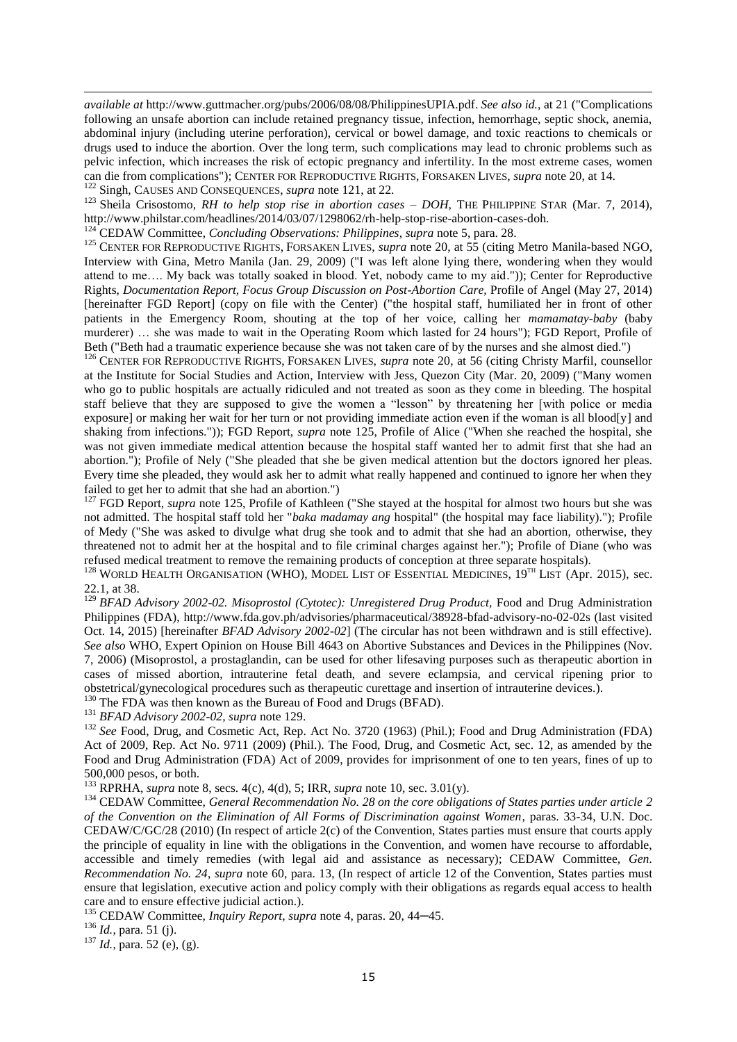*available at* http://www.guttmacher.org/pubs/2006/08/08/PhilippinesUPIA.pdf. *See also id.*, at 21 ("Complications following an unsafe abortion can include retained pregnancy tissue, infection, hemorrhage, septic shock, anemia, abdominal injury (including uterine perforation), cervical or bowel damage, and toxic reactions to chemicals or drugs used to induce the abortion. Over the long term, such complications may lead to chronic problems such as pelvic infection, which increases the risk of ectopic pregnancy and infertility. In the most extreme cases, women can die from complications"); CENTER FOR REPRODUCTIVE RIGHTS, FORSAKEN LIVES, *supra* note 20, at 14.

[122] Singh, CAUSES AND CONSEQUENCES, *supra* note 121, at 22.

[123] Sheila Crisostomo, *RH to help stop rise in abortion cases – DOH*, THE PHILIPPINE STAR (Mar. 7, 2014), http://www.philstar.com/headlines/2014/03/07/1298062/rh-help-stop-rise-abortion-cases-doh.

[124] CEDAW Committee, *Concluding Observations: Philippines*, *supra* note 5, para. 28.

[125] CENTER FOR REPRODUCTIVE RIGHTS, FORSAKEN LIVES, *supra* note 20, at 55 (citing Metro Manila-based NGO, Interview with Gina, Metro Manila (Jan. 29, 2009) ("I was left alone lying there, wondering when they would attend to me…. My back was totally soaked in blood. Yet, nobody came to my aid.")); Center for Reproductive Rights, *Documentation Report, Focus Group Discussion on Post-Abortion Care*, Profile of Angel (May 27, 2014) [hereinafter FGD Report] (copy on file with the Center) ("the hospital staff, humiliated her in front of other patients in the Emergency Room, shouting at the top of her voice, calling her *mamamatay-baby* (baby murderer) … she was made to wait in the Operating Room which lasted for 24 hours"); FGD Report, Profile of Beth ("Beth had a traumatic experience because she was not taken care of by the nurses and she almost died.")

[126] CENTER FOR REPRODUCTIVE RIGHTS, FORSAKEN LIVES, *supra* note 20, at 56 (citing Christy Marfil, counsellor at the Institute for Social Studies and Action, Interview with Jess, Quezon City (Mar. 20, 2009) ("Many women who go to public hospitals are actually ridiculed and not treated as soon as they come in bleeding. The hospital staff believe that they are supposed to give the women a "lesson" by threatening her [with police or media exposure] or making her wait for her turn or not providing immediate action even if the woman is all blood[y] and shaking from infections.")); FGD Report, *supra* note 125, Profile of Alice ("When she reached the hospital, she was not given immediate medical attention because the hospital staff wanted her to admit first that she had an abortion."); Profile of Nely ("She pleaded that she be given medical attention but the doctors ignored her pleas. Every time she pleaded, they would ask her to admit what really happened and continued to ignore her when they failed to get her to admit that she had an abortion.")

[127] FGD Report, *supra* note 125, Profile of Kathleen ("She stayed at the hospital for almost two hours but she was not admitted. The hospital staff told her "*baka madamay ang* hospital" (the hospital may face liability)."); Profile of Medy ("She was asked to divulge what drug she took and to admit that she had an abortion, otherwise, they threatened not to admit her at the hospital and to file criminal charges against her."); Profile of Diane (who was refused medical treatment to remove the remaining products of conception at three separate hospitals).

[128] WORLD HEALTH ORGANISATION (WHO), MODEL LIST OF ESSENTIAL MEDICINES, 19TH LIST (Apr. 2015), sec. 22.1, at 38.

[129] *BFAD Advisory 2002-02. Misoprostol (Cytotec): Unregistered Drug Product*, Food and Drug Administration Philippines (FDA), http://www.fda.gov.ph/advisories/pharmaceutical/38928-bfad-advisory-no-02-02s (last visited Oct. 14, 2015) [hereinafter *BFAD Advisory 2002-02*] (The circular has not been withdrawn and is still effective). *See also* WHO, Expert Opinion on House Bill 4643 on Abortive Substances and Devices in the Philippines (Nov. 7, 2006) (Misoprostol, a prostaglandin, can be used for other lifesaving purposes such as therapeutic abortion in cases of missed abortion, intrauterine fetal death, and severe eclampsia, and cervical ripening prior to obstetrical/gynecological procedures such as therapeutic curettage and insertion of intrauterine devices.).

[130] The FDA was then known as the Bureau of Food and Drugs (BFAD).

[131] *BFAD Advisory 2002-02*, *supra* note 129.

[132] *See* Food, Drug, and Cosmetic Act, Rep. Act No. 3720 (1963) (Phil.); Food and Drug Administration (FDA) Act of 2009, Rep. Act No. 9711 (2009) (Phil.). The Food, Drug, and Cosmetic Act, sec. 12, as amended by the Food and Drug Administration (FDA) Act of 2009, provides for imprisonment of one to ten years, fines of up to 500,000 pesos, or both.

[133] RPRHA, *supra* note 8, secs. 4(c), 4(d), 5; IRR, *supra* note 10, sec. 3.01(y).

[134] CEDAW Committee, *General Recommendation No. 28 on the core obligations of States parties under article 2 of the Convention on the Elimination of All Forms of Discrimination against Women*, paras. 33-34, U.N. Doc. CEDAW/C/GC/28 (2010) (In respect of article 2(c) of the Convention, States parties must ensure that courts apply the principle of equality in line with the obligations in the Convention, and women have recourse to affordable, accessible and timely remedies (with legal aid and assistance as necessary); CEDAW Committee, *Gen. Recommendation No. 24*, *supra* note 60, para. 13, (In respect of article 12 of the Convention, States parties must ensure that legislation, executive action and policy comply with their obligations as regards equal access to health care and to ensure effective judicial action.).

[135] CEDAW Committee, *Inquiry Report*, *supra* note 4, paras. 20, 44–45.

[136] *Id.*, para. 51 (j).

[137] *Id.*, para. 52 (e), (g).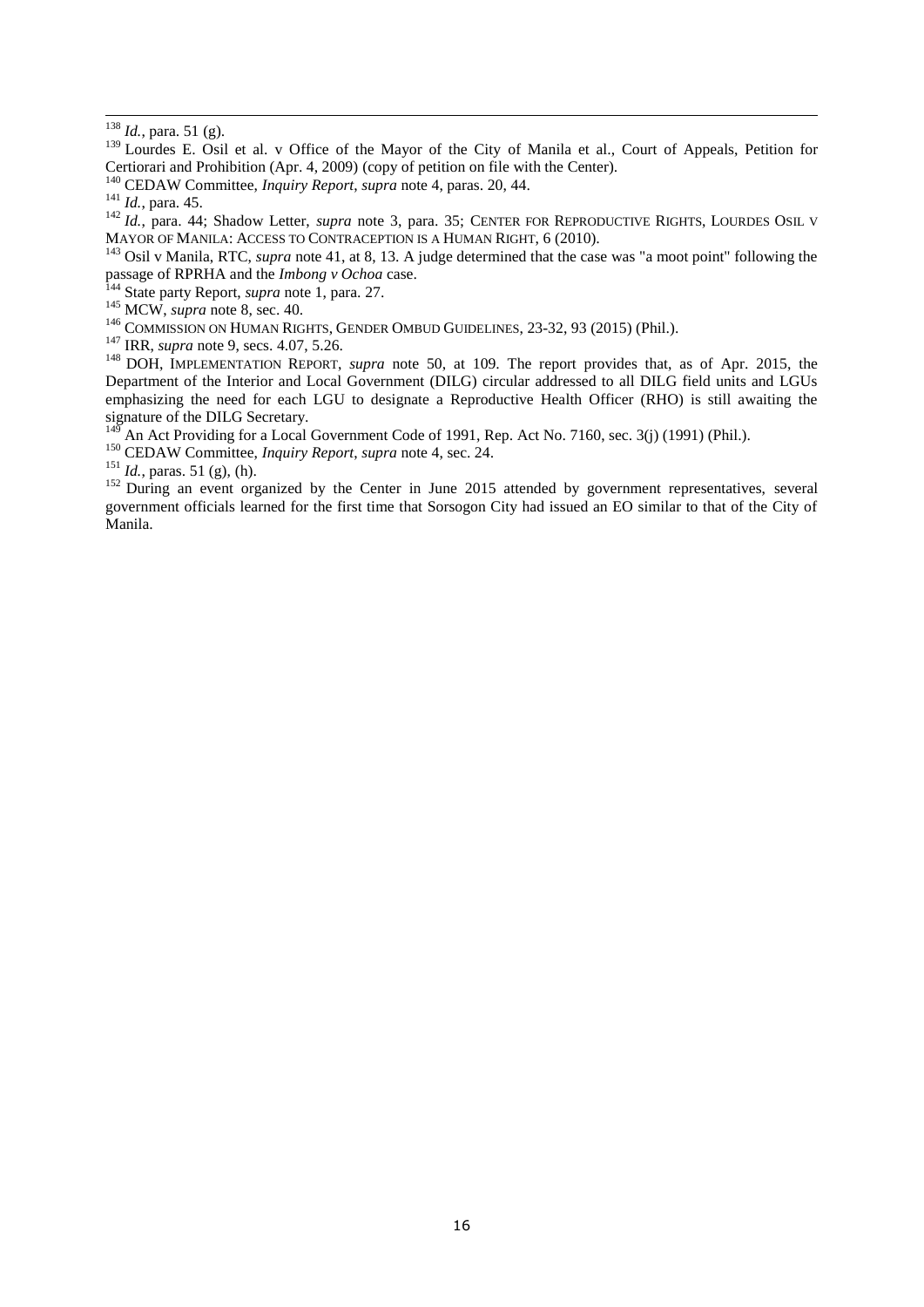[138] *Id.*, para. 51 (g).

[139] Lourdes E. Osil et al. v Office of the Mayor of the City of Manila et al., Court of Appeals, Petition for Certiorari and Prohibition (Apr. 4, 2009) (copy of petition on file with the Center).

[140] CEDAW Committee, *Inquiry Report*, *supra* note 4, paras. 20, 44.

[141] *Id.*, para. 45.

[142] *Id.*, para. 44; Shadow Letter, *supra* note 3, para. 35; CENTER FOR REPRODUCTIVE RIGHTS, LOURDES OSIL V MAYOR OF MANILA: ACCESS TO CONTRACEPTION IS A HUMAN RIGHT, 6 (2010).

[143] Osil v Manila, RTC, *supra* note 41, at 8, 13. A judge determined that the case was "a moot point" following the passage of RPRHA and the *Imbong v Ochoa* case.

[144] State party Report, *supra* note 1, para. 27.

[145] MCW, *supra* note 8, sec. 40.

[146] COMMISSION ON HUMAN RIGHTS, GENDER OMBUD GUIDELINES, 23-32, 93 (2015) (Phil.).

[147] IRR, *supra* note 9, secs. 4.07, 5.26.

[148] DOH, IMPLEMENTATION REPORT, *supra* note 50, at 109. The report provides that, as of Apr. 2015, the Department of the Interior and Local Government (DILG) circular addressed to all DILG field units and LGUs emphasizing the need for each LGU to designate a Reproductive Health Officer (RHO) is still awaiting the signature of the DILG Secretary.

[149] An Act Providing for a Local Government Code of 1991, Rep. Act No. 7160, sec. 3(j) (1991) (Phil.).

[150] CEDAW Committee, *Inquiry Report*, *supra* note 4, sec. 24.

[151] *Id.*, paras. 51 (g), (h).

[152] During an event organized by the Center in June 2015 attended by government representatives, several government officials learned for the first time that Sorsogon City had issued an EO similar to that of the City of Manila.